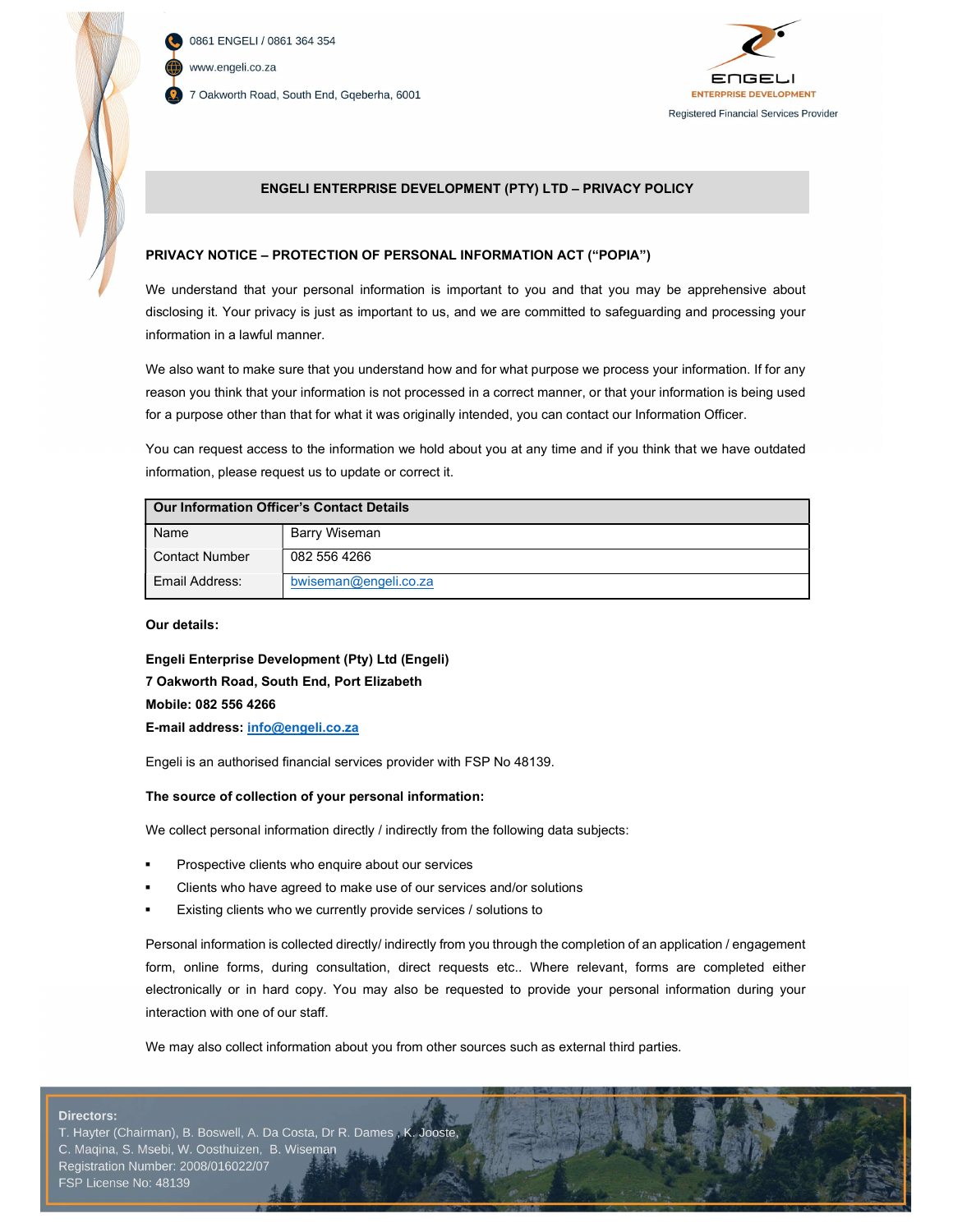# ENGELI ENTERPRISE DEVELOPMENT (PTY) LTD – PRIVACY POLICY

## PRIVACY NOTICE – PROTECTION OF PERSONAL INFORMATION ACT ("POPIA")

We understand that your personal information is important to you and that you may be apprehensive about disclosing it. Your privacy is just as important to us, and we are committed to safeguarding and processing your information in a lawful manner.

We also want to make sure that you understand how and for what purpose we process your information. If for any reason you think that your information is not processed in a correct manner, or that your information is being used for a purpose other than that for what it was originally intended, you can contact our Information Officer.

You can request access to the information we hold about you at any time and if you think that we have outdated information, please request us to update or correct it.

| Our Information Officer's Contact Details | |
|---|---|
| Name | Barry Wiseman |
| Contact Number | 082 556 4266 |
| Email Address: | bwiseman@engeli.co.za |

**Our details:**

**Engeli Enterprise Development (Pty) Ltd (Engeli)**
**7 Oakworth Road, South End, Port Elizabeth**
**Mobile: 082 556 4266**
**E-mail address: info@engeli.co.za**

Engeli is an authorised financial services provider with FSP No 48139.

**The source of collection of your personal information:**

We collect personal information directly / indirectly from the following data subjects:

- Prospective clients who enquire about our services
- Clients who have agreed to make use of our services and/or solutions
- Existing clients who we currently provide services / solutions to

Personal information is collected directly/ indirectly from you through the completion of an application / engagement form, online forms, during consultation, direct requests etc.. Where relevant, forms are completed either electronically or in hard copy. You may also be requested to provide your personal information during your interaction with one of our staff.

We may also collect information about you from other sources such as external third parties.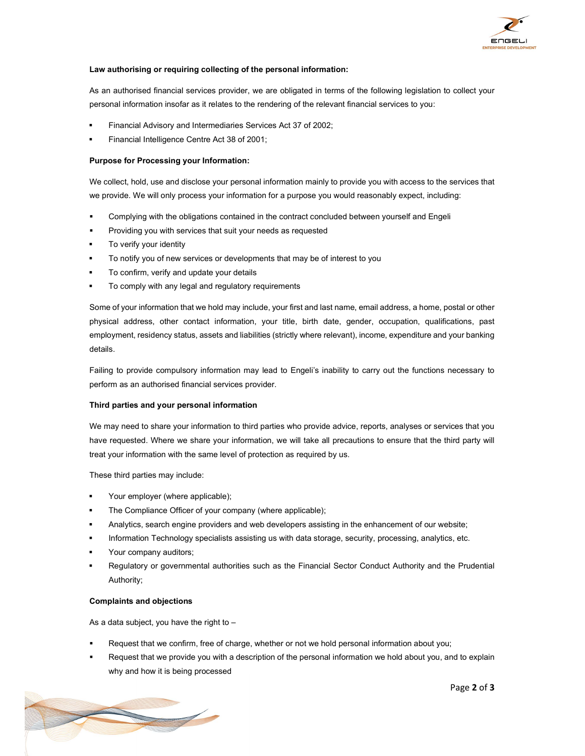**Law authorising or requiring collecting of the personal information:**

As an authorised financial services provider, we are obligated in terms of the following legislation to collect your personal information insofar as it relates to the rendering of the relevant financial services to you:

- Financial Advisory and Intermediaries Services Act 37 of 2002;
- Financial Intelligence Centre Act 38 of 2001;

**Purpose for Processing your Information:**

We collect, hold, use and disclose your personal information mainly to provide you with access to the services that we provide. We will only process your information for a purpose you would reasonably expect, including:

- Complying with the obligations contained in the contract concluded between yourself and Engeli
- Providing you with services that suit your needs as requested
- To verify your identity
- To notify you of new services or developments that may be of interest to you
- To confirm, verify and update your details
- To comply with any legal and regulatory requirements

Some of your information that we hold may include, your first and last name, email address, a home, postal or other physical address, other contact information, your title, birth date, gender, occupation, qualifications, past employment, residency status, assets and liabilities (strictly where relevant), income, expenditure and your banking details.

Failing to provide compulsory information may lead to Engeli's inability to carry out the functions necessary to perform as an authorised financial services provider.

**Third parties and your personal information**

We may need to share your information to third parties who provide advice, reports, analyses or services that you have requested. Where we share your information, we will take all precautions to ensure that the third party will treat your information with the same level of protection as required by us.

These third parties may include:

- Your employer (where applicable);
- The Compliance Officer of your company (where applicable);
- Analytics, search engine providers and web developers assisting in the enhancement of our website;
- Information Technology specialists assisting us with data storage, security, processing, analytics, etc.
- Your company auditors;
- Regulatory or governmental authorities such as the Financial Sector Conduct Authority and the Prudential Authority;

**Complaints and objections**

As a data subject, you have the right to –

- Request that we confirm, free of charge, whether or not we hold personal information about you;
- Request that we provide you with a description of the personal information we hold about you, and to explain why and how it is being processed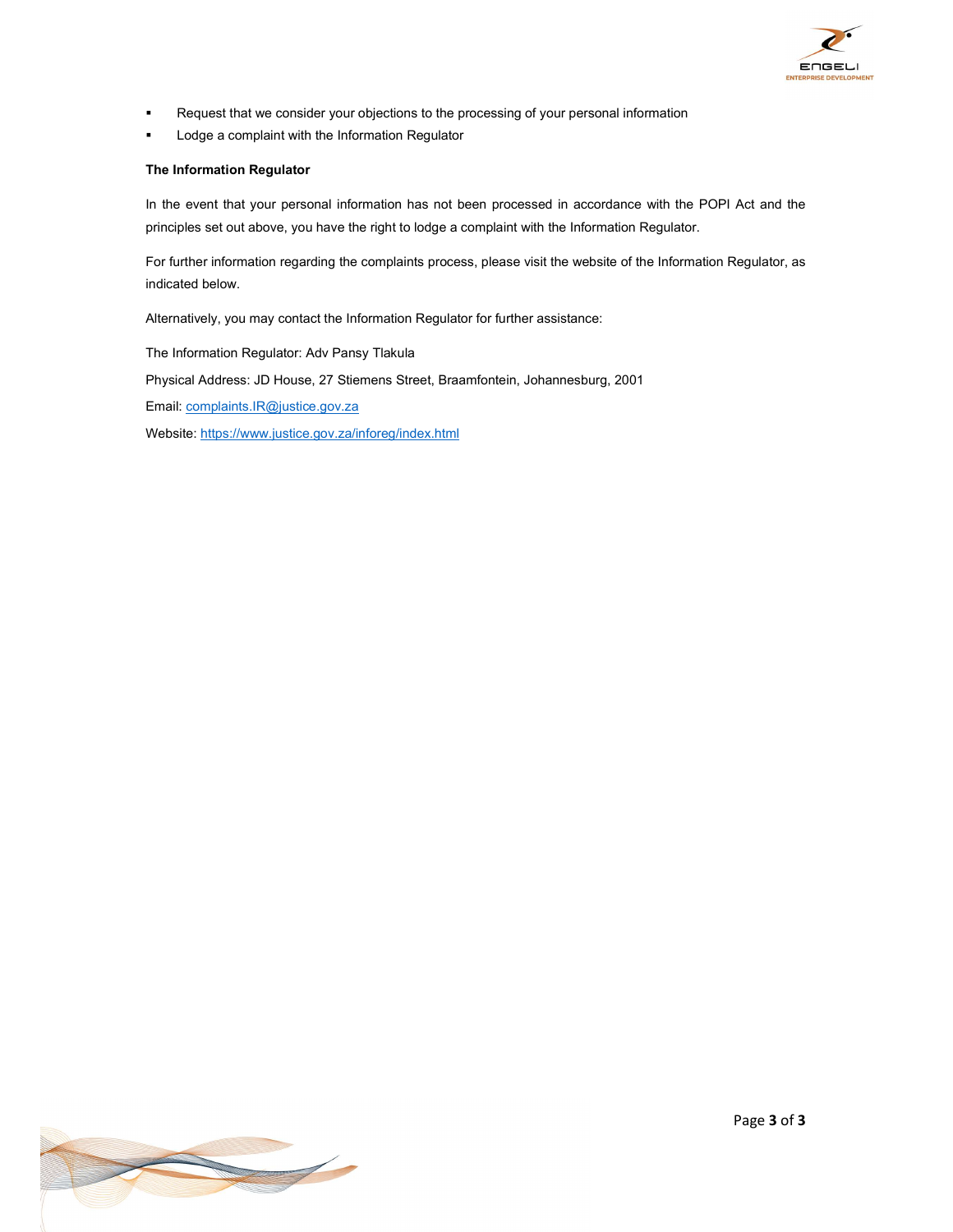- Request that we consider your objections to the processing of your personal information
- Lodge a complaint with the Information Regulator

**The Information Regulator**

In the event that your personal information has not been processed in accordance with the POPI Act and the principles set out above, you have the right to lodge a complaint with the Information Regulator.

For further information regarding the complaints process, please visit the website of the Information Regulator, as indicated below.

Alternatively, you may contact the Information Regulator for further assistance:

The Information Regulator: Adv Pansy Tlakula

Physical Address: JD House, 27 Stiemens Street, Braamfontein, Johannesburg, 2001

Email: complaints.IR@justice.gov.za

Website: https://www.justice.gov.za/inforeg/index.html